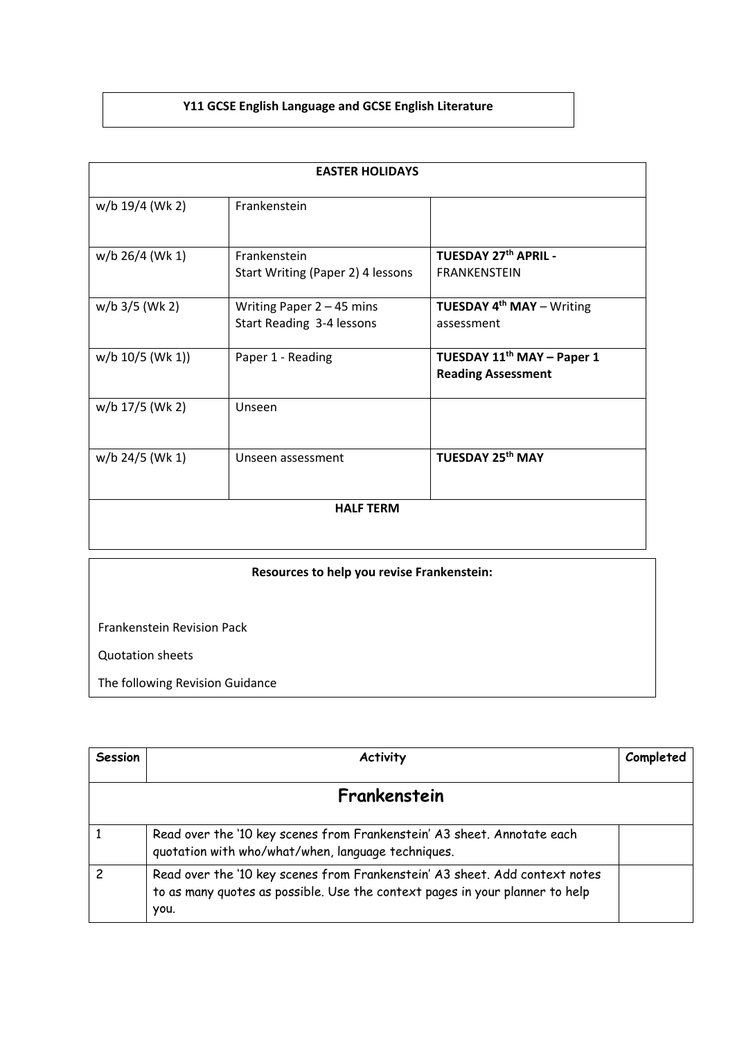**Y11 GCSE English Language and GCSE English Literature**

| EASTER HOLIDAYS | | |
|---|---|---|
| w/b 19/4 (Wk 2) | Frankenstein | |
| w/b 26/4 (Wk 1) | Frankenstein<br>Start Writing (Paper 2) 4 lessons | **TUESDAY 27th APRIL -** FRANKENSTEIN |
| w/b 3/5 (Wk 2) | Writing Paper 2 – 45 mins<br>Start Reading 3-4 lessons | **TUESDAY 4th MAY** – Writing assessment |
| w/b 10/5 (Wk 1)) | Paper 1 - Reading | **TUESDAY 11th MAY – Paper 1 Reading Assessment** |
| w/b 17/5 (Wk 2) | Unseen | |
| w/b 24/5 (Wk 1) | Unseen assessment | **TUESDAY 25th MAY** |
| **HALF TERM** | | |

**Resources to help you revise Frankenstein:**

Frankenstein Revision Pack

Quotation sheets

The following Revision Guidance

| Session | Activity | Completed |
|---|---|---|
| | **Frankenstein** | |
| 1 | Read over the '10 key scenes from Frankenstein' A3 sheet. Annotate each quotation with who/what/when, language techniques. | |
| 2 | Read over the '10 key scenes from Frankenstein' A3 sheet. Add context notes to as many quotes as possible. Use the context pages in your planner to help you. | |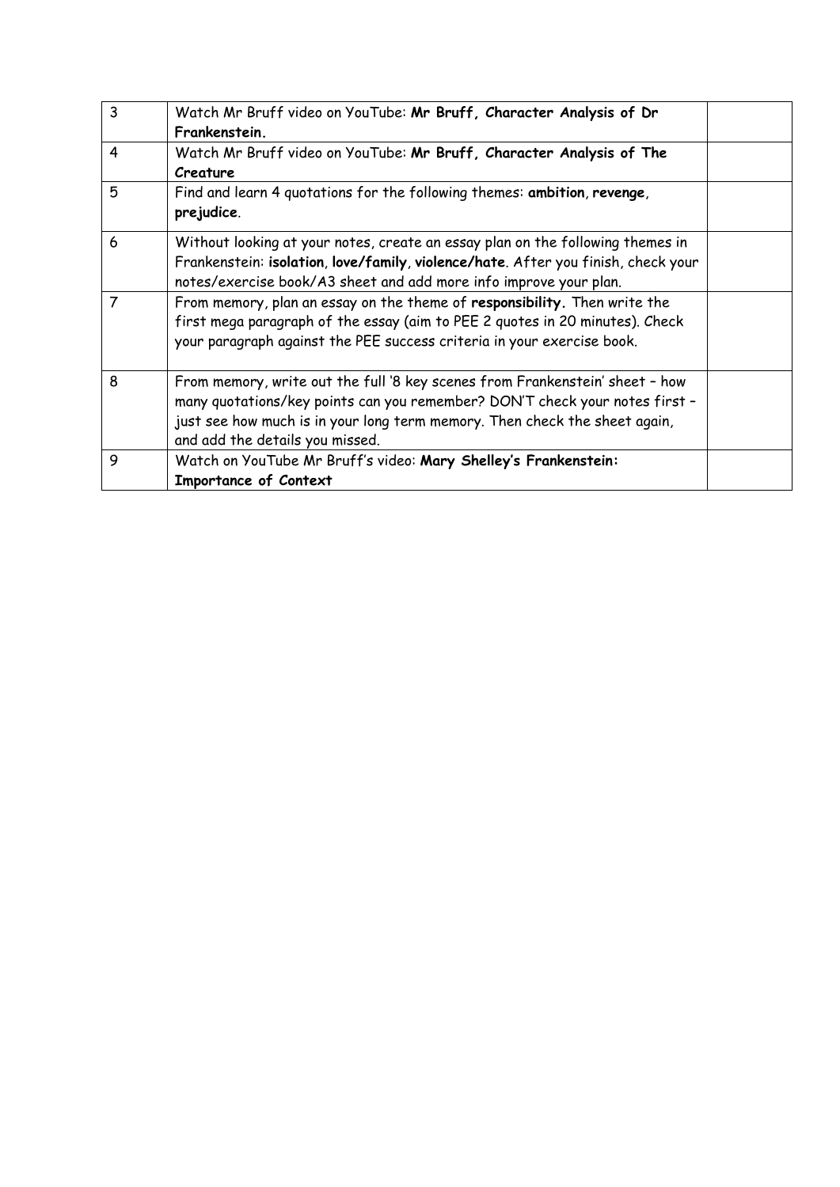| | | |
|---|---|---|
| 3 | Watch Mr Bruff video on YouTube: **Mr Bruff, Character Analysis of Dr Frankenstein.** | |
| 4 | Watch Mr Bruff video on YouTube: **Mr Bruff, Character Analysis of The Creature** | |
| 5 | Find and learn 4 quotations for the following themes: **ambition**, **revenge**, **prejudice**. | |
| 6 | Without looking at your notes, create an essay plan on the following themes in Frankenstein: **isolation**, **love/family**, **violence/hate**. After you finish, check your notes/exercise book/A3 sheet and add more info improve your plan. | |
| 7 | From memory, plan an essay on the theme of **responsibility.** Then write the first mega paragraph of the essay (aim to PEE 2 quotes in 20 minutes). Check your paragraph against the PEE success criteria in your exercise book. | |
| 8 | From memory, write out the full '8 key scenes from Frankenstein' sheet – how many quotations/key points can you remember? DON'T check your notes first – just see how much is in your long term memory. Then check the sheet again, and add the details you missed. | |
| 9 | Watch on YouTube Mr Bruff's video: **Mary Shelley's Frankenstein: Importance of Context** | |